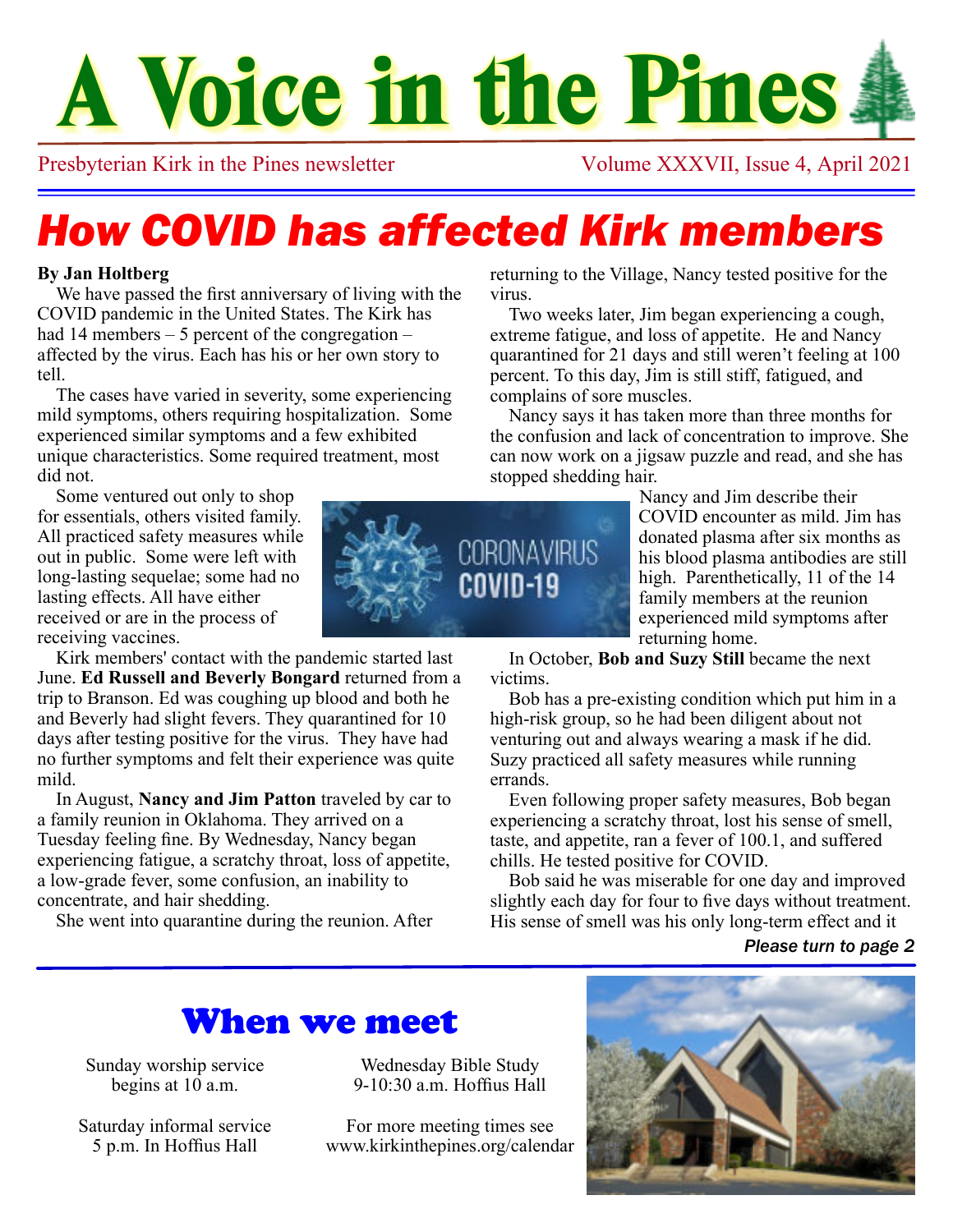# A Voice in the Pines

Presbyterian Kirk in the Pines newsletter — Volume XXXVII, Issue 4, April 2021

## How COVID has affected Kirk members

**By Jan Holtberg**

We have passed the first anniversary of living with the COVID pandemic in the United States. The Kirk has had 14 members – 5 percent of the congregation – affected by the virus. Each has his or her own story to tell.

The cases have varied in severity, some experiencing mild symptoms, others requiring hospitalization. Some experienced similar symptoms and a few exhibited unique characteristics. Some required treatment, most did not.

Some ventured out only to shop for essentials, others visited family. All practiced safety measures while out in public. Some were left with long-lasting sequelae; some had no lasting effects. All have either received or are in the process of receiving vaccines.

Kirk members' contact with the pandemic started last June. **Ed Russell and Beverly Bongard** returned from a trip to Branson. Ed was coughing up blood and both he and Beverly had slight fevers. They quarantined for 10 days after testing positive for the virus. They have had no further symptoms and felt their experience was quite mild.

In August, **Nancy and Jim Patton** traveled by car to a family reunion in Oklahoma. They arrived on a Tuesday feeling fine. By Wednesday, Nancy began experiencing fatigue, a scratchy throat, loss of appetite, a low-grade fever, some confusion, an inability to concentrate, and hair shedding.

She went into quarantine during the reunion. After returning to the Village, Nancy tested positive for the virus.

Two weeks later, Jim began experiencing a cough, extreme fatigue, and loss of appetite. He and Nancy quarantined for 21 days and still weren't feeling at 100 percent. To this day, Jim is still stiff, fatigued, and complains of sore muscles.

Nancy says it has taken more than three months for the confusion and lack of concentration to improve. She can now work on a jigsaw puzzle and read, and she has stopped shedding hair.

Nancy and Jim describe their COVID encounter as mild. Jim has donated plasma after six months as his blood plasma antibodies are still high. Parenthetically, 11 of the 14 family members at the reunion experienced mild symptoms after returning home.

In October, **Bob and Suzy Still** became the next victims.

Bob has a pre-existing condition which put him in a high-risk group, so he had been diligent about not venturing out and always wearing a mask if he did. Suzy practiced all safety measures while running errands.

Even following proper safety measures, Bob began experiencing a scratchy throat, lost his sense of smell, taste, and appetite, ran a fever of 100.1, and suffered chills. He tested positive for COVID.

Bob said he was miserable for one day and improved slightly each day for four to five days without treatment. His sense of smell was his only long-term effect and it

*Please turn to page 2*

## When we meet

Sunday worship service begins at 10 a.m.

Saturday informal service 5 p.m. In Hoffius Hall

Wednesday Bible Study 9-10:30 a.m. Hoffius Hall

For more meeting times see www.kirkinthepines.org/calendar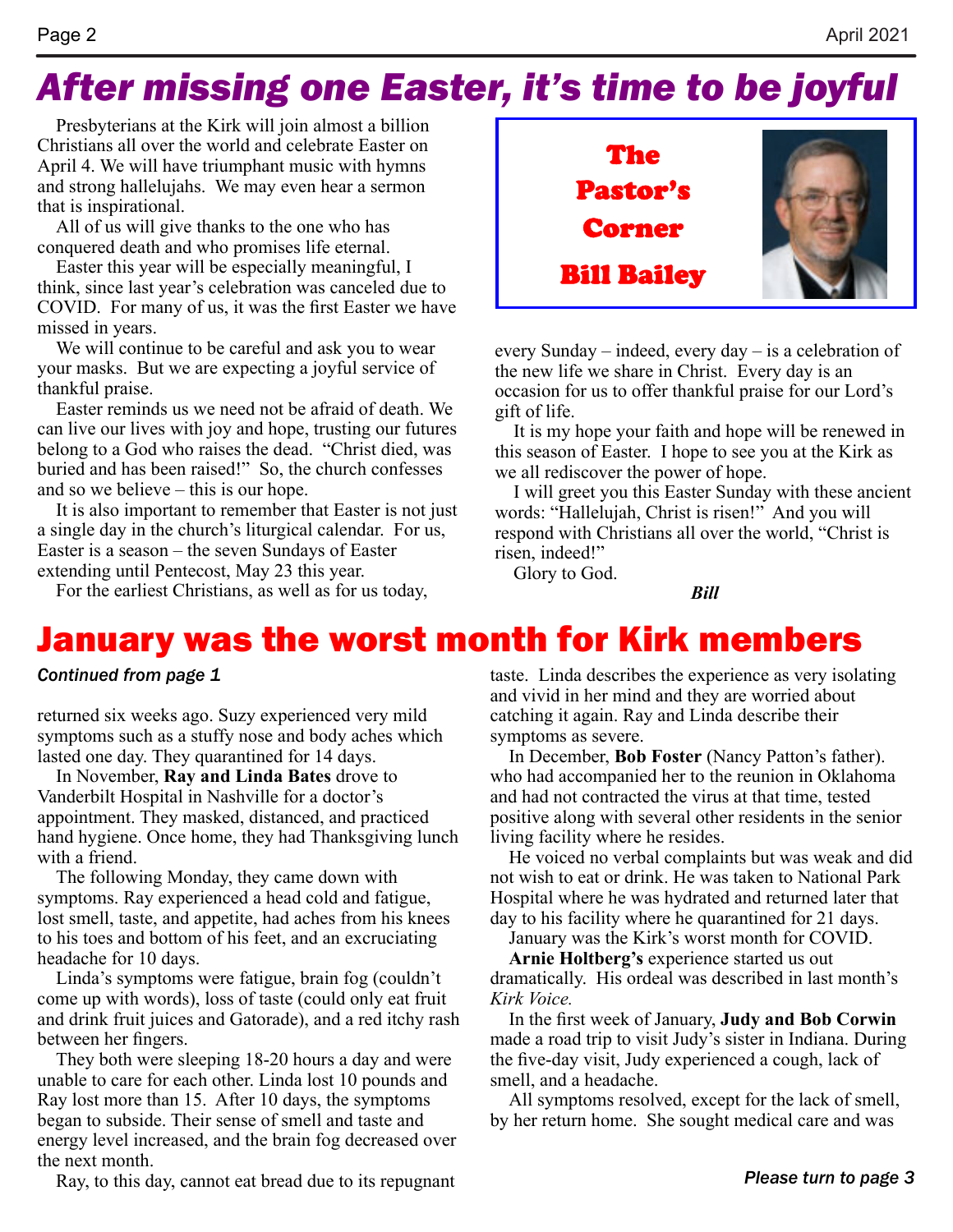# After missing one Easter, it's time to be joyful

## The Pastor's Corner

## Bill Bailey

Presbyterians at the Kirk will join almost a billion Christians all over the world and celebrate Easter on April 4. We will have triumphant music with hymns and strong hallelujahs. We may even hear a sermon that is inspirational.

All of us will give thanks to the one who has conquered death and who promises life eternal.

Easter this year will be especially meaningful, I think, since last year's celebration was canceled due to COVID. For many of us, it was the first Easter we have missed in years.

We will continue to be careful and ask you to wear your masks. But we are expecting a joyful service of thankful praise.

Easter reminds us we need not be afraid of death. We can live our lives with joy and hope, trusting our futures belong to a God who raises the dead. "Christ died, was buried and has been raised!" So, the church confesses and so we believe – this is our hope.

It is also important to remember that Easter is not just a single day in the church's liturgical calendar. For us, Easter is a season – the seven Sundays of Easter extending until Pentecost, May 23 this year.

For the earliest Christians, as well as for us today, every Sunday – indeed, every day – is a celebration of the new life we share in Christ. Every day is an occasion for us to offer thankful praise for our Lord's gift of life.

It is my hope your faith and hope will be renewed in this season of Easter. I hope to see you at the Kirk as we all rediscover the power of hope.

I will greet you this Easter Sunday with these ancient words: "Hallelujah, Christ is risen!" And you will respond with Christians all over the world, "Christ is risen, indeed!"

Glory to God.

***Bill***

# January was the worst month for Kirk members

*Continued from page 1*

returned six weeks ago. Suzy experienced very mild symptoms such as a stuffy nose and body aches which lasted one day. They quarantined for 14 days.

In November, **Ray and Linda Bates** drove to Vanderbilt Hospital in Nashville for a doctor's appointment. They masked, distanced, and practiced hand hygiene. Once home, they had Thanksgiving lunch with a friend.

The following Monday, they came down with symptoms. Ray experienced a head cold and fatigue, lost smell, taste, and appetite, had aches from his knees to his toes and bottom of his feet, and an excruciating headache for 10 days.

Linda's symptoms were fatigue, brain fog (couldn't come up with words), loss of taste (could only eat fruit and drink fruit juices and Gatorade), and a red itchy rash between her fingers.

They both were sleeping 18-20 hours a day and were unable to care for each other. Linda lost 10 pounds and Ray lost more than 15. After 10 days, the symptoms began to subside. Their sense of smell and taste and energy level increased, and the brain fog decreased over the next month.

Ray, to this day, cannot eat bread due to its repugnant taste. Linda describes the experience as very isolating and vivid in her mind and they are worried about catching it again. Ray and Linda describe their symptoms as severe.

In December, **Bob Foster** (Nancy Patton's father). who had accompanied her to the reunion in Oklahoma and had not contracted the virus at that time, tested positive along with several other residents in the senior living facility where he resides.

He voiced no verbal complaints but was weak and did not wish to eat or drink. He was taken to National Park Hospital where he was hydrated and returned later that day to his facility where he quarantined for 21 days.

January was the Kirk's worst month for COVID.

**Arnie Holtberg's** experience started us out dramatically. His ordeal was described in last month's *Kirk Voice.*

In the first week of January, **Judy and Bob Corwin** made a road trip to visit Judy's sister in Indiana. During the five-day visit, Judy experienced a cough, lack of smell, and a headache.

All symptoms resolved, except for the lack of smell, by her return home. She sought medical care and was

*Please turn to page 3*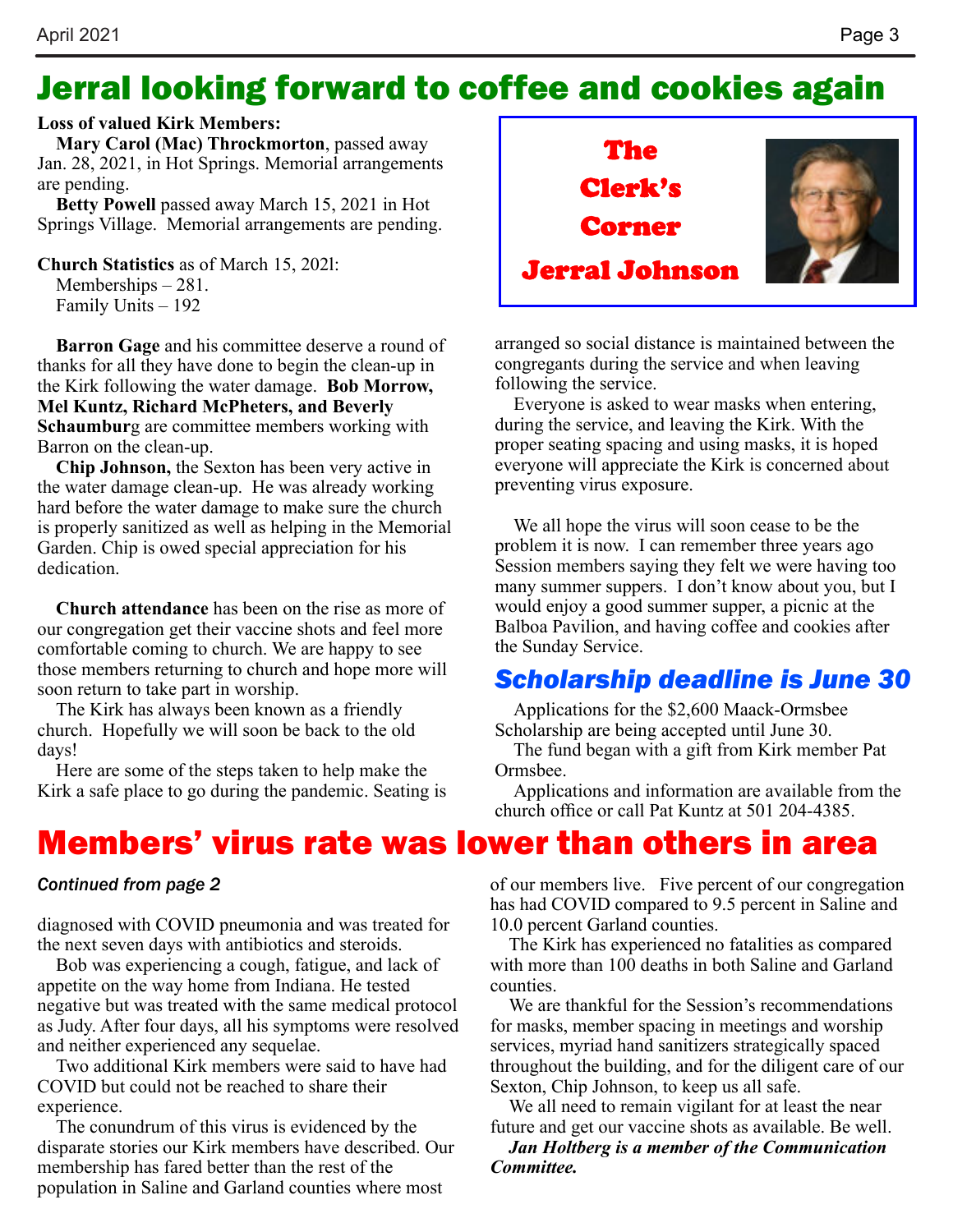# Jerral looking forward to coffee and cookies again

**Loss of valued Kirk Members:**

**Mary Carol (Mac) Throckmorton**, passed away Jan. 28, 2021, in Hot Springs. Memorial arrangements are pending.

**Betty Powell** passed away March 15, 2021 in Hot Springs Village. Memorial arrangements are pending.

**Church Statistics** as of March 15, 202l:

Memberships – 281.
Family Units – 192

**Barron Gage** and his committee deserve a round of thanks for all they have done to begin the clean-up in the Kirk following the water damage. **Bob Morrow, Mel Kuntz, Richard McPheters, and Beverly Schaumbur**g are committee members working with Barron on the clean-up.

**Chip Johnson,** the Sexton has been very active in the water damage clean-up. He was already working hard before the water damage to make sure the church is properly sanitized as well as helping in the Memorial Garden. Chip is owed special appreciation for his dedication.

**Church attendance** has been on the rise as more of our congregation get their vaccine shots and feel more comfortable coming to church. We are happy to see those members returning to church and hope more will soon return to take part in worship.

The Kirk has always been known as a friendly church. Hopefully we will soon be back to the old days!

Here are some of the steps taken to help make the Kirk a safe place to go during the pandemic. Seating is arranged so social distance is maintained between the congregants during the service and when leaving following the service.

Everyone is asked to wear masks when entering, during the service, and leaving the Kirk. With the proper seating spacing and using masks, it is hoped everyone will appreciate the Kirk is concerned about preventing virus exposure.

We all hope the virus will soon cease to be the problem it is now. I can remember three years ago Session members saying they felt we were having too many summer suppers. I don't know about you, but I would enjoy a good summer supper, a picnic at the Balboa Pavilion, and having coffee and cookies after the Sunday Service.

**The Clerk's Corner**

**Jerral Johnson**

## Scholarship deadline is June 30

Applications for the $2,600 Maack-Ormsbee Scholarship are being accepted until June 30.

The fund began with a gift from Kirk member Pat Ormsbee.

Applications and information are available from the church office or call Pat Kuntz at 501 204-4385.

# Members' virus rate was lower than others in area

*Continued from page 2*

diagnosed with COVID pneumonia and was treated for the next seven days with antibiotics and steroids.

Bob was experiencing a cough, fatigue, and lack of appetite on the way home from Indiana. He tested negative but was treated with the same medical protocol as Judy. After four days, all his symptoms were resolved and neither experienced any sequelae.

Two additional Kirk members were said to have had COVID but could not be reached to share their experience.

The conundrum of this virus is evidenced by the disparate stories our Kirk members have described. Our membership has fared better than the rest of the population in Saline and Garland counties where most of our members live. Five percent of our congregation has had COVID compared to 9.5 percent in Saline and 10.0 percent Garland counties.

The Kirk has experienced no fatalities as compared with more than 100 deaths in both Saline and Garland counties.

We are thankful for the Session's recommendations for masks, member spacing in meetings and worship services, myriad hand sanitizers strategically spaced throughout the building, and for the diligent care of our Sexton, Chip Johnson, to keep us all safe.

We all need to remain vigilant for at least the near future and get our vaccine shots as available. Be well.

***Jan Holtberg is a member of the Communication Committee.***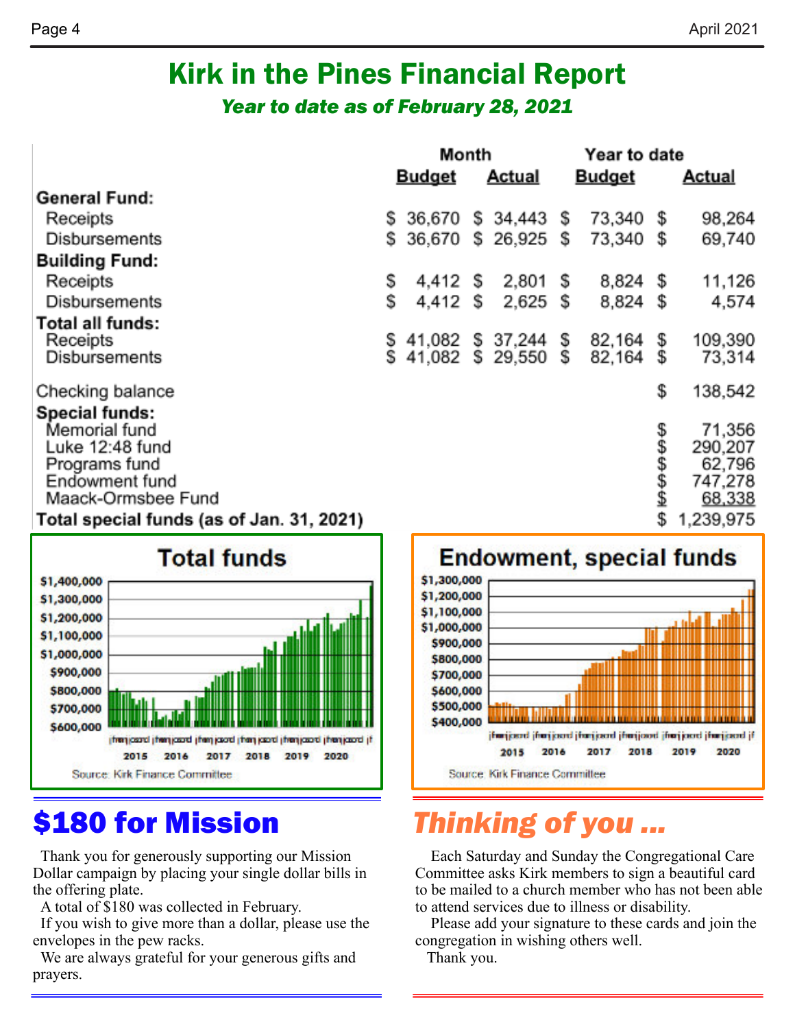# Kirk in the Pines Financial Report

## *Year to date as of February 28, 2021*

| | Month Budget | Month Actual | Year to date Budget | Year to date Actual |
|---|---|---|---|---|
| **General Fund:** | | | | |
| Receipts | $ 36,670 | $ 34,443 | $ 73,340 | $ 98,264 |
| Disbursements | $ 36,670 | $ 26,925 | $ 73,340 | $ 69,740 |
| **Building Fund:** | | | | |
| Receipts | $ 4,412 | $ 2,801 | $ 8,824 | $ 11,126 |
| Disbursements | $ 4,412 | $ 2,625 | $ 8,824 | $ 4,574 |
| **Total all funds:** | | | | |
| Receipts | $ 41,082 | $ 37,244 | $ 82,164 | $ 109,390 |
| Disbursements | $ 41,082 | $ 29,550 | $ 82,164 | $ 73,314 |
| Checking balance | | | | $ 138,542 |
| **Special funds:** | | | | |
| Memorial fund | | | | $ 71,356 |
| Luke 12:48 fund | | | | $ 290,207 |
| Programs fund | | | | $ 62,796 |
| Endowment fund | | | | $ 747,278 |
| Maack-Ormsbee Fund | | | | $ 68,338 |
| **Total special funds (as of Jan. 31, 2021)** | | | | $ 1,239,975 |

**Total funds**

Source: Kirk Finance Committee

**Endowment, special funds**

Source: Kirk Finance Committee

## $180 for Mission

Thank you for generously supporting our Mission Dollar campaign by placing your single dollar bills in the offering plate.

A total of $180 was collected in February.

If you wish to give more than a dollar, please use the envelopes in the pew racks.

We are always grateful for your generous gifts and prayers.

## *Thinking of you ...*

Each Saturday and Sunday the Congregational Care Committee asks Kirk members to sign a beautiful card to be mailed to a church member who has not been able to attend services due to illness or disability.

Please add your signature to these cards and join the congregation in wishing others well.

Thank you.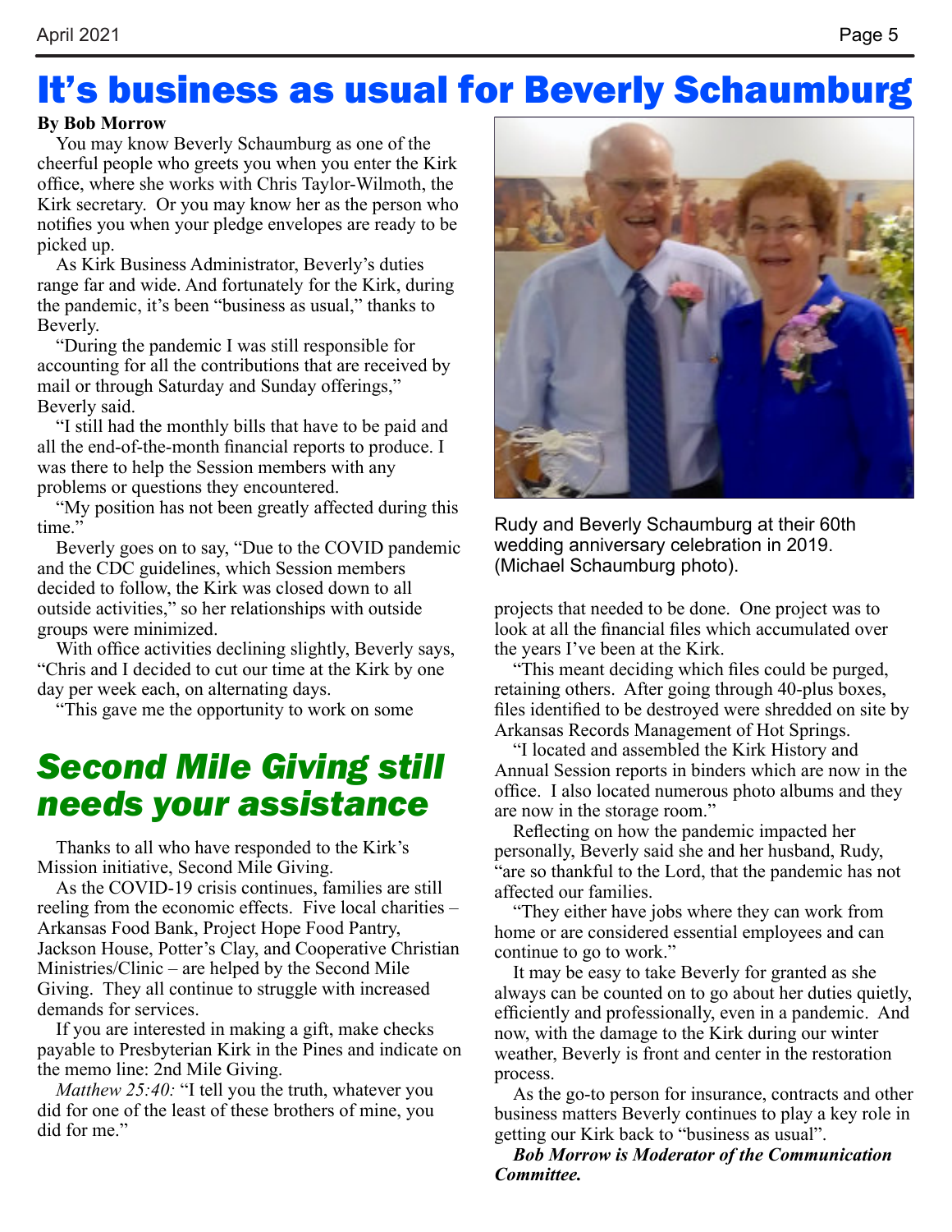# It's business as usual for Beverly Schaumburg

**By Bob Morrow**

You may know Beverly Schaumburg as one of the cheerful people who greets you when you enter the Kirk office, where she works with Chris Taylor-Wilmoth, the Kirk secretary. Or you may know her as the person who notifies you when your pledge envelopes are ready to be picked up.

As Kirk Business Administrator, Beverly's duties range far and wide. And fortunately for the Kirk, during the pandemic, it's been "business as usual," thanks to Beverly.

"During the pandemic I was still responsible for accounting for all the contributions that are received by mail or through Saturday and Sunday offerings," Beverly said.

"I still had the monthly bills that have to be paid and all the end-of-the-month financial reports to produce. I was there to help the Session members with any problems or questions they encountered.

"My position has not been greatly affected during this time."

Beverly goes on to say, "Due to the COVID pandemic and the CDC guidelines, which Session members decided to follow, the Kirk was closed down to all outside activities," so her relationships with outside groups were minimized.

With office activities declining slightly, Beverly says, "Chris and I decided to cut our time at the Kirk by one day per week each, on alternating days.

"This gave me the opportunity to work on some projects that needed to be done. One project was to look at all the financial files which accumulated over the years I've been at the Kirk.

"This meant deciding which files could be purged, retaining others. After going through 40-plus boxes, files identified to be destroyed were shredded on site by Arkansas Records Management of Hot Springs.

"I located and assembled the Kirk History and Annual Session reports in binders which are now in the office. I also located numerous photo albums and they are now in the storage room."

Reflecting on how the pandemic impacted her personally, Beverly said she and her husband, Rudy, "are so thankful to the Lord, that the pandemic has not affected our families.

"They either have jobs where they can work from home or are considered essential employees and can continue to go to work."

It may be easy to take Beverly for granted as she always can be counted on to go about her duties quietly, efficiently and professionally, even in a pandemic. And now, with the damage to the Kirk during our winter weather, Beverly is front and center in the restoration process.

As the go-to person for insurance, contracts and other business matters Beverly continues to play a key role in getting our Kirk back to "business as usual".

***Bob Morrow is Moderator of the Communication Committee.***

Rudy and Beverly Schaumburg at their 60th wedding anniversary celebration in 2019. (Michael Schaumburg photo).

## *Second Mile Giving still needs your assistance*

Thanks to all who have responded to the Kirk's Mission initiative, Second Mile Giving.

As the COVID-19 crisis continues, families are still reeling from the economic effects. Five local charities – Arkansas Food Bank, Project Hope Food Pantry, Jackson House, Potter's Clay, and Cooperative Christian Ministries/Clinic – are helped by the Second Mile Giving. They all continue to struggle with increased demands for services.

If you are interested in making a gift, make checks payable to Presbyterian Kirk in the Pines and indicate on the memo line: 2nd Mile Giving.

*Matthew 25:40:* "I tell you the truth, whatever you did for one of the least of these brothers of mine, you did for me."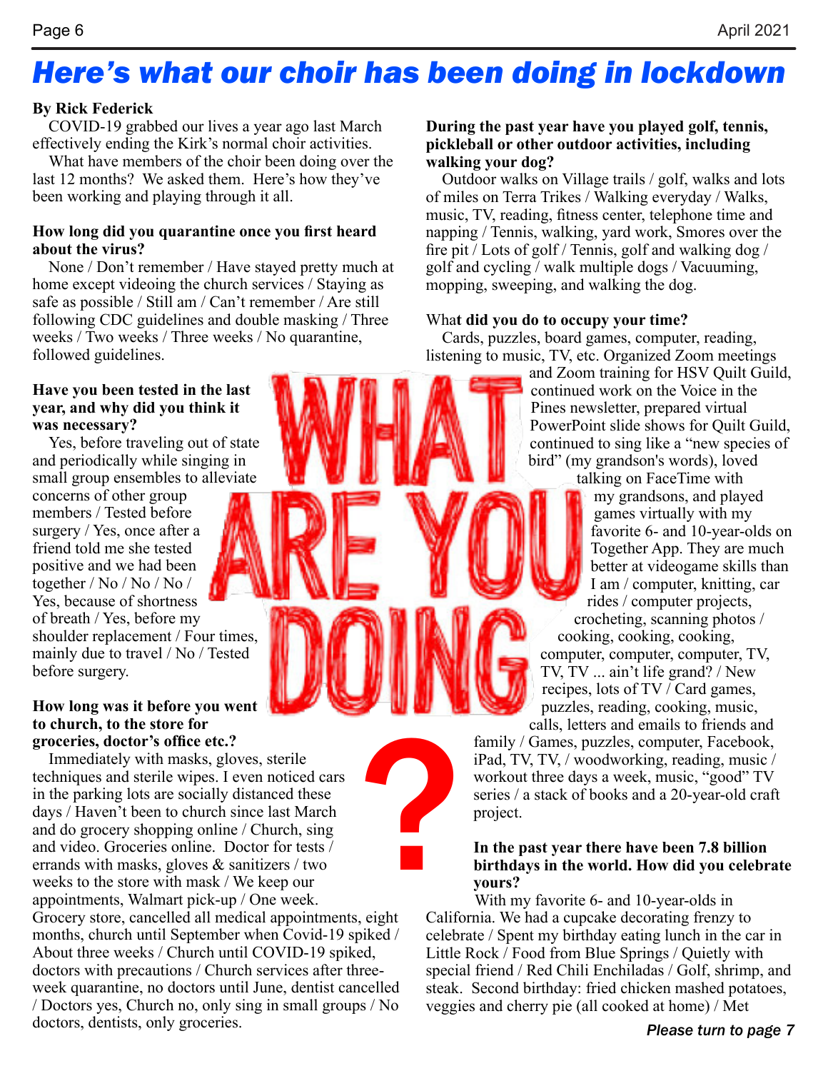# *Here's what our choir has been doing in lockdown*

**By Rick Federick**

COVID-19 grabbed our lives a year ago last March effectively ending the Kirk's normal choir activities.

What have members of the choir been doing over the last 12 months? We asked them. Here's how they've been working and playing through it all.

**How long did you quarantine once you first heard about the virus?**

None / Don't remember / Have stayed pretty much at home except videoing the church services / Staying as safe as possible / Still am / Can't remember / Are still following CDC guidelines and double masking / Three weeks / Two weeks / Three weeks / No quarantine, followed guidelines.

**Have you been tested in the last year, and why did you think it was necessary?**

Yes, before traveling out of state and periodically while singing in small group ensembles to alleviate concerns of other group members / Tested before surgery / Yes, once after a friend told me she tested positive and we had been together / No / No / No / Yes, because of shortness of breath / Yes, before my shoulder replacement / Four times, mainly due to travel / No / Tested before surgery.

**How long was it before you went to church, to the store for groceries, doctor's office etc.?**

Immediately with masks, gloves, sterile techniques and sterile wipes. I even noticed cars in the parking lots are socially distanced these days / Haven't been to church since last March and do grocery shopping online / Church, sing and video. Groceries online. Doctor for tests / errands with masks, gloves & sanitizers / two weeks to the store with mask / We keep our appointments, Walmart pick-up / One week. Grocery store, cancelled all medical appointments, eight months, church until September when Covid-19 spiked / About three weeks / Church until COVID-19 spiked, doctors with precautions / Church services after three-week quarantine, no doctors until June, dentist cancelled / Doctors yes, Church no, only sing in small groups / No doctors, dentists, only groceries.

**During the past year have you played golf, tennis, pickleball or other outdoor activities, including walking your dog?**

Outdoor walks on Village trails / golf, walks and lots of miles on Terra Trikes / Walking everyday / Walks, music, TV, reading, fitness center, telephone time and napping / Tennis, walking, yard work, Smores over the fire pit / Lots of golf / Tennis, golf and walking dog / golf and cycling / walk multiple dogs / Vacuuming, mopping, sweeping, and walking the dog.

**What did you do to occupy your time?**

Cards, puzzles, board games, computer, reading, listening to music, TV, etc. Organized Zoom meetings and Zoom training for HSV Quilt Guild, continued work on the Voice in the Pines newsletter, prepared virtual PowerPoint slide shows for Quilt Guild, continued to sing like a "new species of bird" (my grandson's words), loved talking on FaceTime with my grandsons, and played games virtually with my favorite 6- and 10-year-olds on Together App. They are much better at videogame skills than I am / computer, knitting, car rides / computer projects, crocheting, scanning photos / cooking, cooking, cooking, computer, computer, computer, TV, TV, TV ... ain't life grand? / New recipes, lots of TV / Card games, puzzles, reading, cooking, music, calls, letters and emails to friends and family / Games, puzzles, computer, Facebook, iPad, TV, TV, / woodworking, reading, music / workout three days a week, music, "good" TV series / a stack of books and a 20-year-old craft project.

**In the past year there have been 7.8 billion birthdays in the world. How did you celebrate yours?**

With my favorite 6- and 10-year-olds in California. We had a cupcake decorating frenzy to celebrate / Spent my birthday eating lunch in the car in Little Rock / Food from Blue Springs / Quietly with special friend / Red Chili Enchiladas / Golf, shrimp, and steak. Second birthday: fried chicken mashed potatoes, veggies and cherry pie (all cooked at home) / Met

*Please turn to page 7*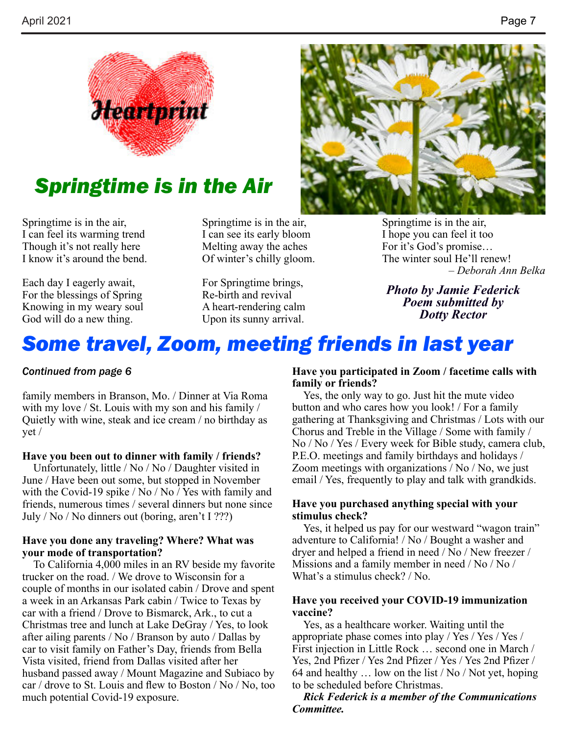Heartprint

# Springtime is in the Air

Springtime is in the air,
I can feel its warming trend
Though it's not really here
I know it's around the bend.

Each day I eagerly await,
For the blessings of Spring
Knowing in my weary soul
God will do a new thing.

Springtime is in the air,
I can see its early bloom
Melting away the aches
Of winter's chilly gloom.

For Springtime brings,
Re-birth and revival
A heart-rendering calm
Upon its sunny arrival.

Springtime is in the air,
I hope you can feel it too
For it's God's promise…
The winter soul He'll renew!

*– Deborah Ann Belka*

***Photo by Jamie Federick***
***Poem submitted by Dotty Rector***

# Some travel, Zoom, meeting friends in last year

*Continued from page 6*

family members in Branson, Mo. / Dinner at Via Roma with my love / St. Louis with my son and his family / Quietly with wine, steak and ice cream / no birthday as yet /

**Have you been out to dinner with family / friends?**

Unfortunately, little / No / No / Daughter visited in June / Have been out some, but stopped in November with the Covid-19 spike / No / No / Yes with family and friends, numerous times / several dinners but none since July / No / No dinners out (boring, aren't I ???)

**Have you done any traveling? Where? What was your mode of transportation?**

To California 4,000 miles in an RV beside my favorite trucker on the road. / We drove to Wisconsin for a couple of months in our isolated cabin / Drove and spent a week in an Arkansas Park cabin / Twice to Texas by car with a friend / Drove to Bismarck, Ark., to cut a Christmas tree and lunch at Lake DeGray / Yes, to look after ailing parents / No / Branson by auto / Dallas by car to visit family on Father's Day, friends from Bella Vista visited, friend from Dallas visited after her husband passed away / Mount Magazine and Subiaco by car / drove to St. Louis and flew to Boston / No / No, too much potential Covid-19 exposure.

**Have you participated in Zoom / facetime calls with family or friends?**

Yes, the only way to go. Just hit the mute video button and who cares how you look! / For a family gathering at Thanksgiving and Christmas / Lots with our Chorus and Treble in the Village / Some with family / No / No / Yes / Every week for Bible study, camera club, P.E.O. meetings and family birthdays and holidays / Zoom meetings with organizations / No / No, we just email / Yes, frequently to play and talk with grandkids.

**Have you purchased anything special with your stimulus check?**

Yes, it helped us pay for our westward "wagon train" adventure to California! / No / Bought a washer and dryer and helped a friend in need / No / New freezer / Missions and a family member in need / No / No / What's a stimulus check? / No.

**Have you received your COVID-19 immunization vaccine?**

Yes, as a healthcare worker. Waiting until the appropriate phase comes into play / Yes / Yes / Yes / First injection in Little Rock … second one in March / Yes, 2nd Pfizer / Yes 2nd Pfizer / Yes / Yes 2nd Pfizer / 64 and healthy … low on the list / No / Not yet, hoping to be scheduled before Christmas.

***Rick Federick is a member of the Communications Committee.***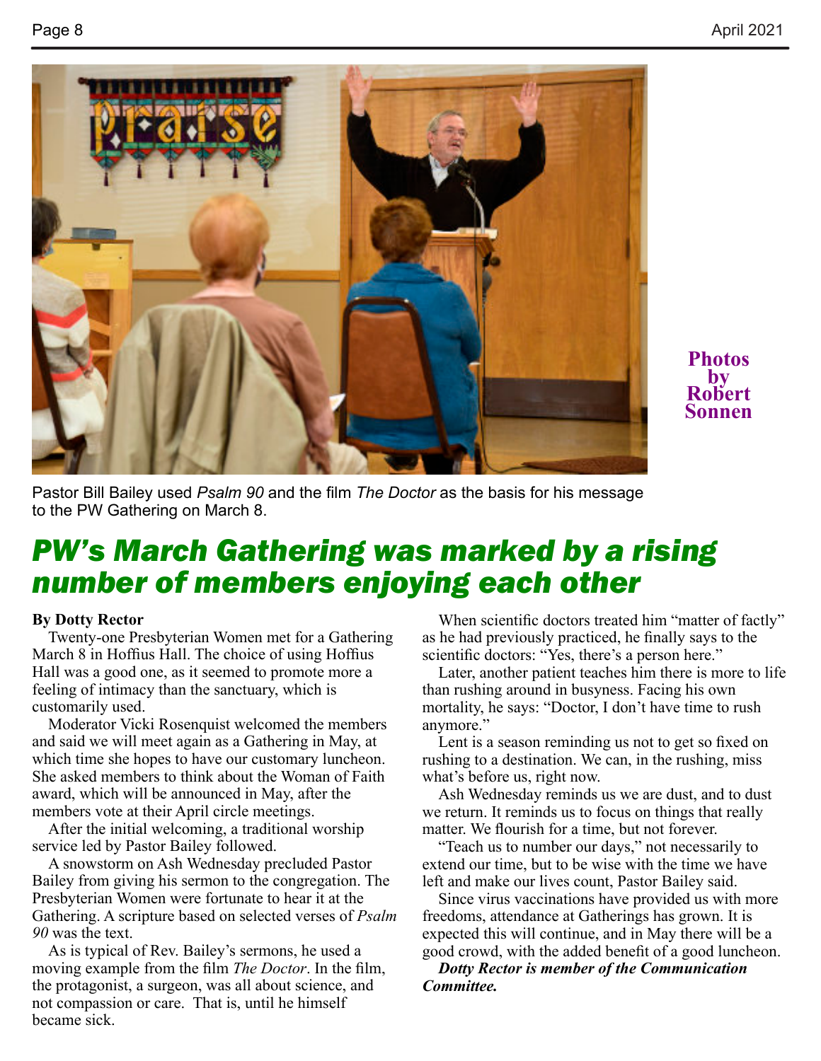Photos by Robert Sonnen

Pastor Bill Bailey used *Psalm 90* and the film *The Doctor* as the basis for his message to the PW Gathering on March 8.

# *PW's March Gathering was marked by a rising number of members enjoying each other*

**By Dotty Rector**

Twenty-one Presbyterian Women met for a Gathering March 8 in Hoffius Hall. The choice of using Hoffius Hall was a good one, as it seemed to promote more a feeling of intimacy than the sanctuary, which is customarily used.

Moderator Vicki Rosenquist welcomed the members and said we will meet again as a Gathering in May, at which time she hopes to have our customary luncheon. She asked members to think about the Woman of Faith award, which will be announced in May, after the members vote at their April circle meetings.

After the initial welcoming, a traditional worship service led by Pastor Bailey followed.

A snowstorm on Ash Wednesday precluded Pastor Bailey from giving his sermon to the congregation. The Presbyterian Women were fortunate to hear it at the Gathering. A scripture based on selected verses of *Psalm 90* was the text.

As is typical of Rev. Bailey's sermons, he used a moving example from the film *The Doctor*. In the film, the protagonist, a surgeon, was all about science, and not compassion or care. That is, until he himself became sick.

When scientific doctors treated him "matter of factly" as he had previously practiced, he finally says to the scientific doctors: "Yes, there's a person here."

Later, another patient teaches him there is more to life than rushing around in busyness. Facing his own mortality, he says: "Doctor, I don't have time to rush anymore."

Lent is a season reminding us not to get so fixed on rushing to a destination. We can, in the rushing, miss what's before us, right now.

Ash Wednesday reminds us we are dust, and to dust we return. It reminds us to focus on things that really matter. We flourish for a time, but not forever.

"Teach us to number our days," not necessarily to extend our time, but to be wise with the time we have left and make our lives count, Pastor Bailey said.

Since virus vaccinations have provided us with more freedoms, attendance at Gatherings has grown. It is expected this will continue, and in May there will be a good crowd, with the added benefit of a good luncheon.

***Dotty Rector is member of the Communication Committee.***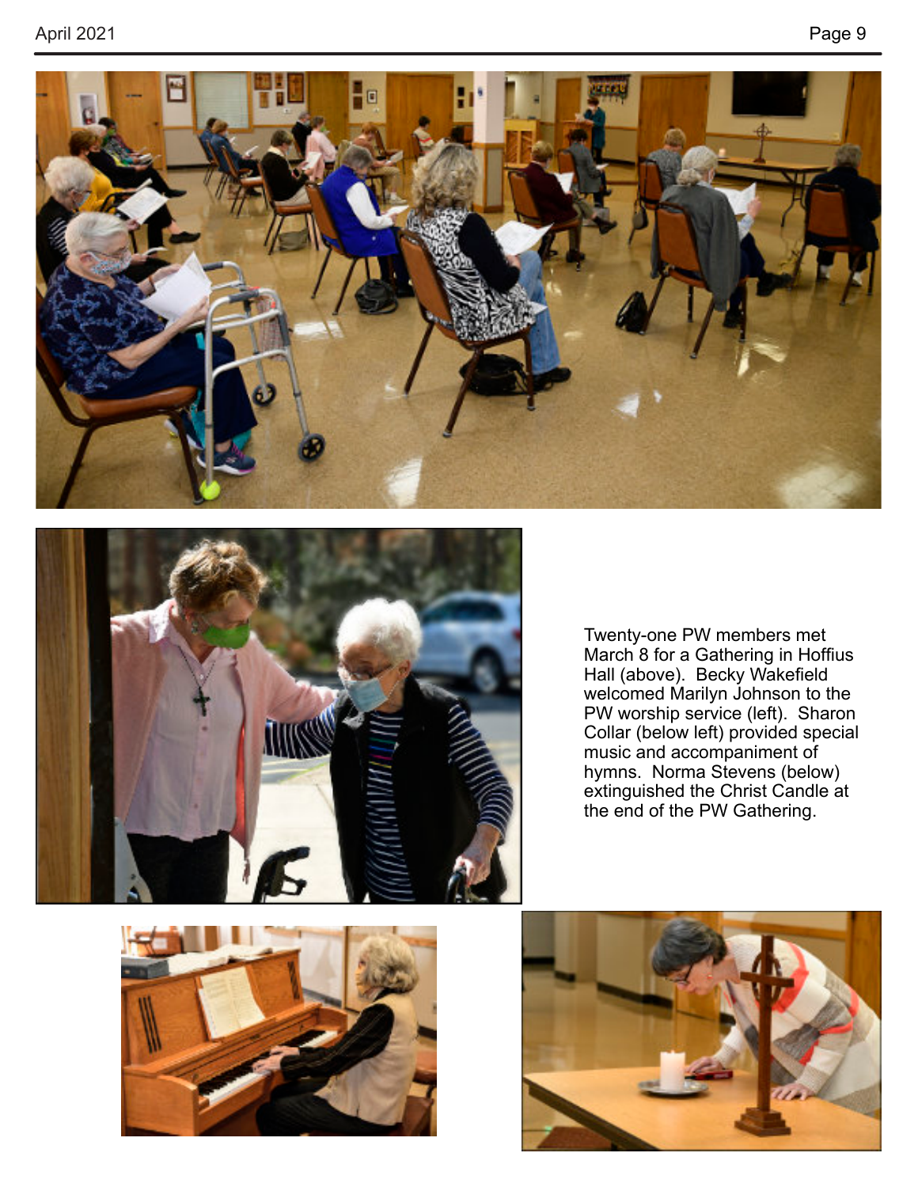Twenty-one PW members met March 8 for a Gathering in Hoffius Hall (above). Becky Wakefield welcomed Marilyn Johnson to the PW worship service (left). Sharon Collar (below left) provided special music and accompaniment of hymns. Norma Stevens (below) extinguished the Christ Candle at the end of the PW Gathering.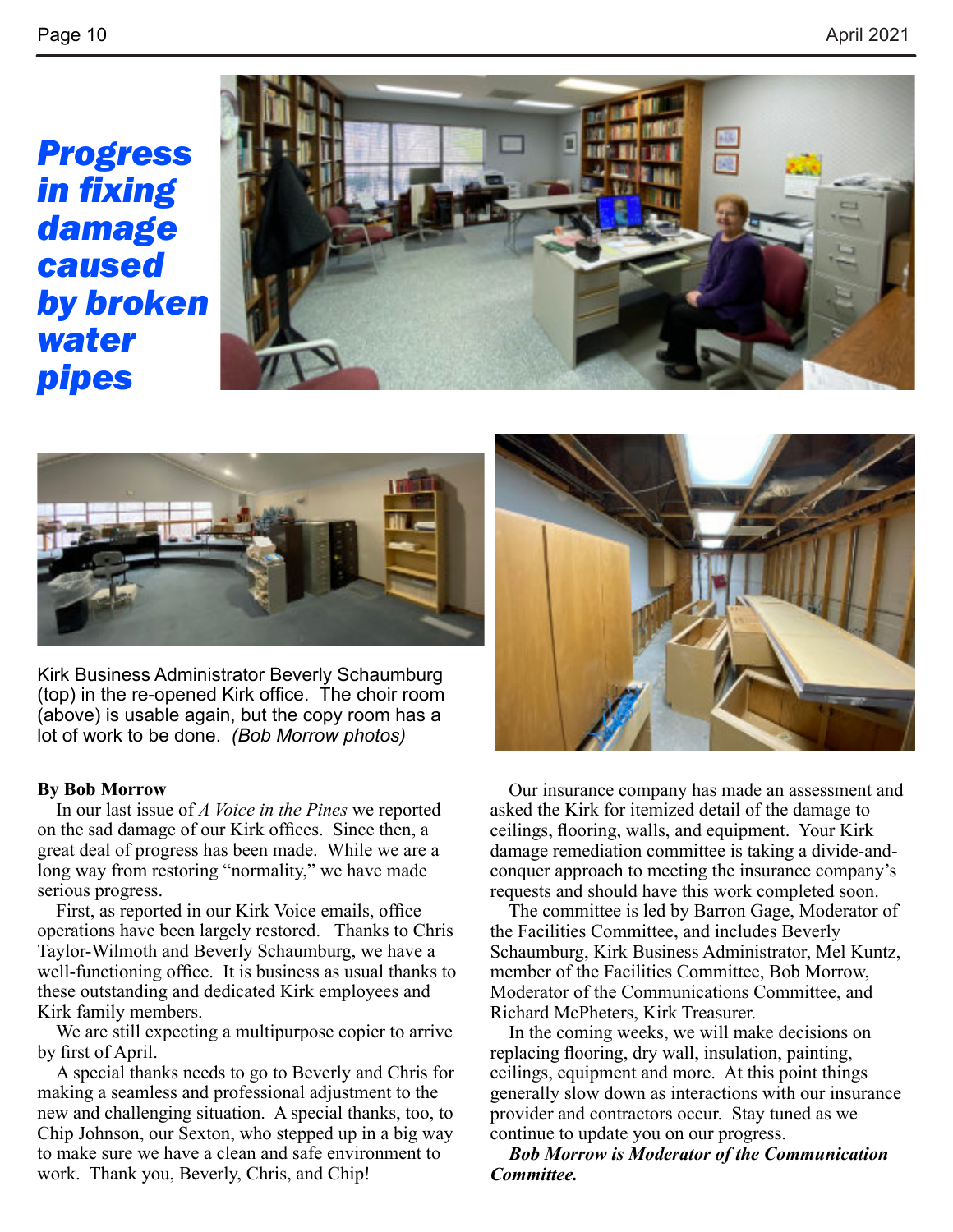# Progress in fixing damage caused by broken water pipes

Kirk Business Administrator Beverly Schaumburg (top) in the re-opened Kirk office. The choir room (above) is usable again, but the copy room has a lot of work to be done. *(Bob Morrow photos)*

**By Bob Morrow**

In our last issue of *A Voice in the Pines* we reported on the sad damage of our Kirk offices. Since then, a great deal of progress has been made. While we are a long way from restoring "normality," we have made serious progress.

First, as reported in our Kirk Voice emails, office operations have been largely restored. Thanks to Chris Taylor-Wilmoth and Beverly Schaumburg, we have a well-functioning office. It is business as usual thanks to these outstanding and dedicated Kirk employees and Kirk family members.

We are still expecting a multipurpose copier to arrive by first of April.

A special thanks needs to go to Beverly and Chris for making a seamless and professional adjustment to the new and challenging situation. A special thanks, too, to Chip Johnson, our Sexton, who stepped up in a big way to make sure we have a clean and safe environment to work. Thank you, Beverly, Chris, and Chip!

Our insurance company has made an assessment and asked the Kirk for itemized detail of the damage to ceilings, flooring, walls, and equipment. Your Kirk damage remediation committee is taking a divide-and-conquer approach to meeting the insurance company's requests and should have this work completed soon.

The committee is led by Barron Gage, Moderator of the Facilities Committee, and includes Beverly Schaumburg, Kirk Business Administrator, Mel Kuntz, member of the Facilities Committee, Bob Morrow, Moderator of the Communications Committee, and Richard McPheters, Kirk Treasurer.

In the coming weeks, we will make decisions on replacing flooring, dry wall, insulation, painting, ceilings, equipment and more. At this point things generally slow down as interactions with our insurance provider and contractors occur. Stay tuned as we continue to update you on our progress.

***Bob Morrow is Moderator of the Communication Committee.***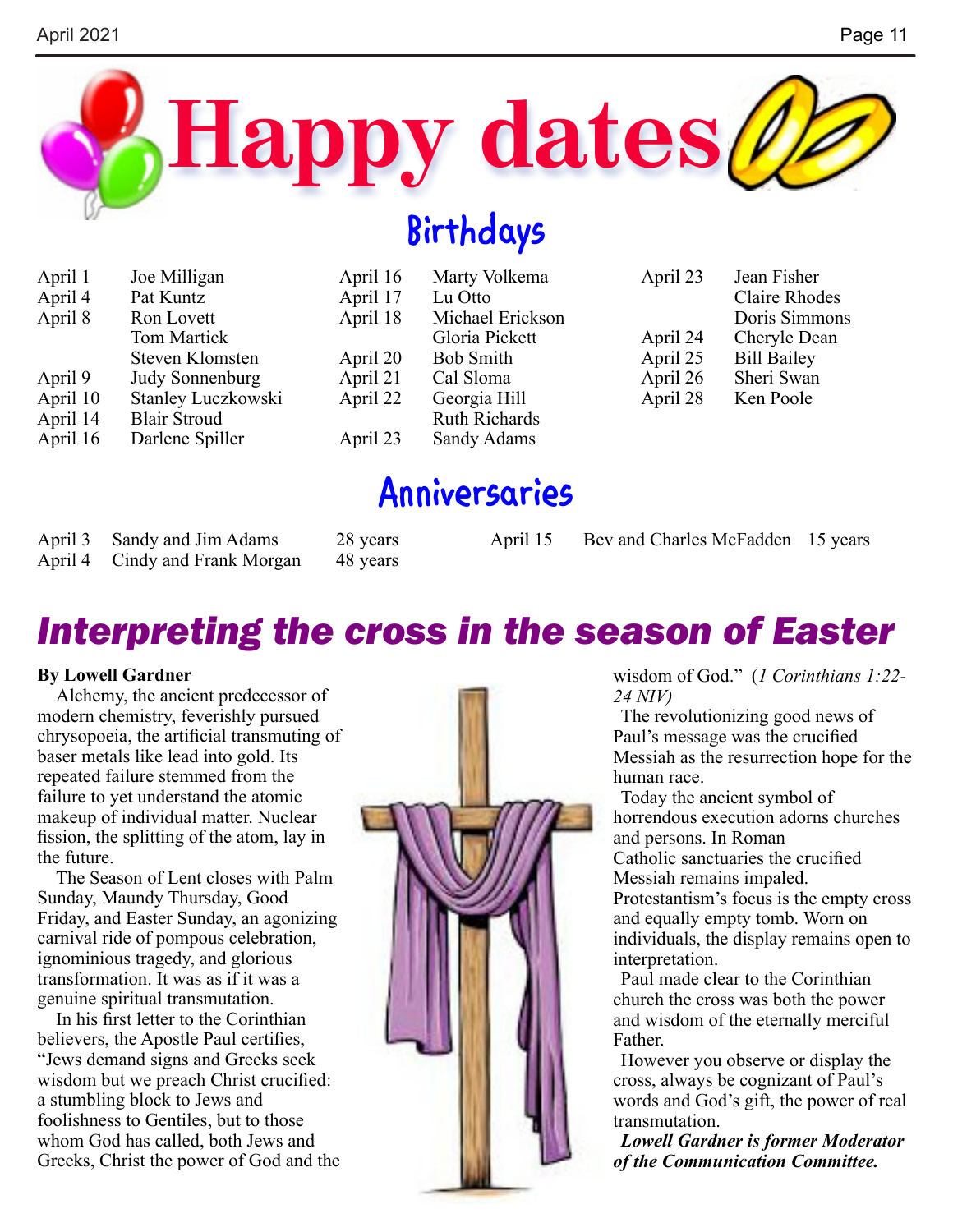# Happy dates

## Birthdays

| | |
|---|---|
| April 1 | Joe Milligan |
| April 4 | Pat Kuntz |
| April 8 | Ron Lovett |
| | Tom Martick |
| | Steven Klomsten |
| April 9 | Judy Sonnenburg |
| April 10 | Stanley Luczkowski |
| April 14 | Blair Stroud |
| April 16 | Darlene Spiller |
| April 16 | Marty Volkema |
| April 17 | Lu Otto |
| April 18 | Michael Erickson |
| | Gloria Pickett |
| April 20 | Bob Smith |
| April 21 | Cal Sloma |
| April 22 | Georgia Hill |
| | Ruth Richards |
| April 23 | Sandy Adams |
| April 23 | Jean Fisher |
| | Claire Rhodes |
| | Doris Simmons |
| April 24 | Cheryle Dean |
| April 25 | Bill Bailey |
| April 26 | Sheri Swan |
| April 28 | Ken Poole |

## Anniversaries

| | | |
|---|---|---|
| April 3 | Sandy and Jim Adams | 28 years |
| April 4 | Cindy and Frank Morgan | 48 years |
| April 15 | Bev and Charles McFadden | 15 years |

# *Interpreting the cross in the season of Easter*

**By Lowell Gardner**

Alchemy, the ancient predecessor of modern chemistry, feverishly pursued chrysopoeia, the artificial transmuting of baser metals like lead into gold. Its repeated failure stemmed from the failure to yet understand the atomic makeup of individual matter. Nuclear fission, the splitting of the atom, lay in the future.

The Season of Lent closes with Palm Sunday, Maundy Thursday, Good Friday, and Easter Sunday, an agonizing carnival ride of pompous celebration, ignominious tragedy, and glorious transformation. It was as if it was a genuine spiritual transmutation.

In his first letter to the Corinthian believers, the Apostle Paul certifies, "Jews demand signs and Greeks seek wisdom but we preach Christ crucified: a stumbling block to Jews and foolishness to Gentiles, but to those whom God has called, both Jews and Greeks, Christ the power of God and the wisdom of God." (*1 Corinthians 1:22-24 NIV)*

The revolutionizing good news of Paul's message was the crucified Messiah as the resurrection hope for the human race.

Today the ancient symbol of horrendous execution adorns churches and persons. In Roman Catholic sanctuaries the crucified Messiah remains impaled. Protestantism's focus is the empty cross and equally empty tomb. Worn on individuals, the display remains open to interpretation.

Paul made clear to the Corinthian church the cross was both the power and wisdom of the eternally merciful Father.

However you observe or display the cross, always be cognizant of Paul's words and God's gift, the power of real transmutation.

***Lowell Gardner is former Moderator of the Communication Committee.***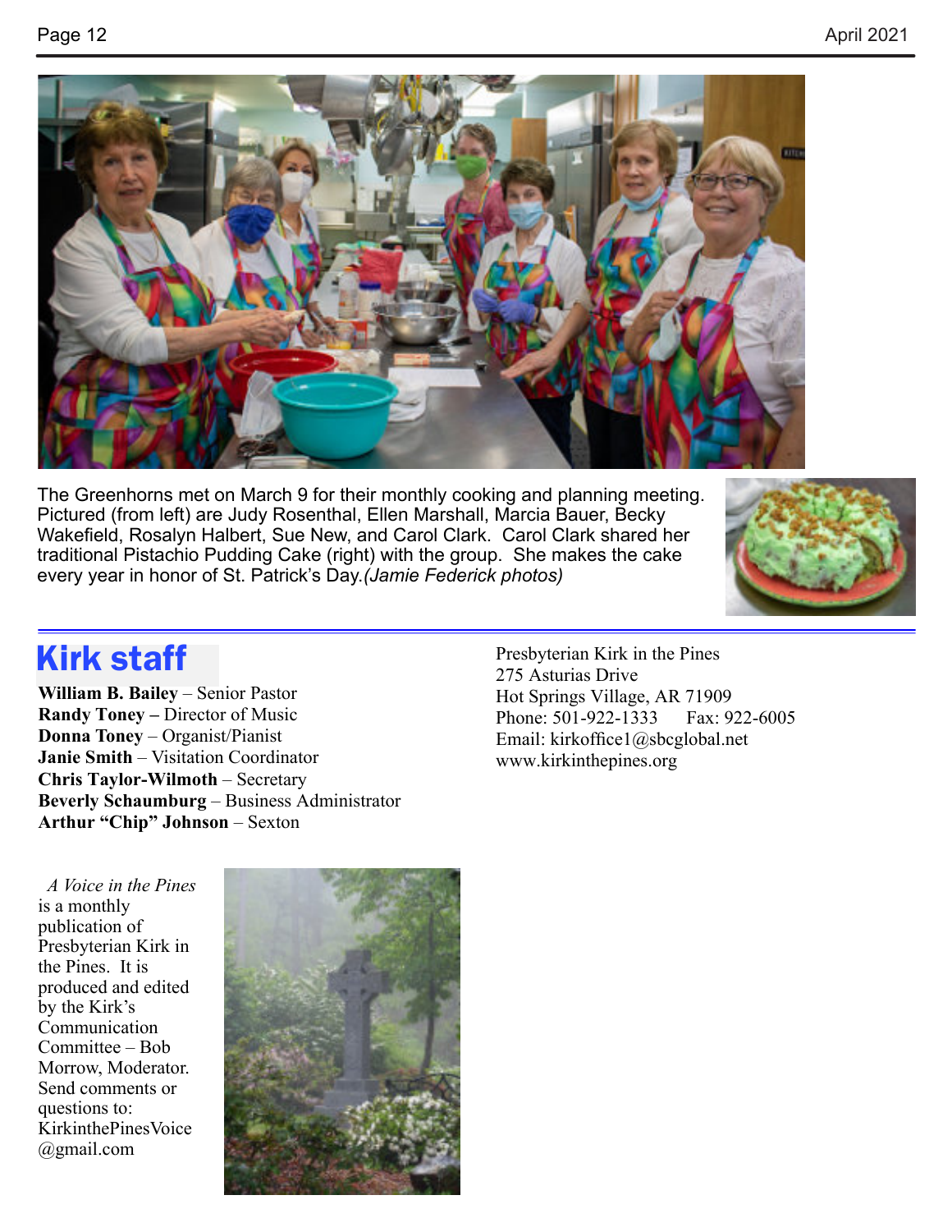The Greenhorns met on March 9 for their monthly cooking and planning meeting. Pictured (from left) are Judy Rosenthal, Ellen Marshall, Marcia Bauer, Becky Wakefield, Rosalyn Halbert, Sue New, and Carol Clark. Carol Clark shared her traditional Pistachio Pudding Cake (right) with the group. She makes the cake every year in honor of St. Patrick's Day. *(Jamie Federick photos)*

## Kirk staff

**William B. Bailey** – Senior Pastor
**Randy Toney –** Director of Music
**Donna Toney** – Organist/Pianist
**Janie Smith** – Visitation Coordinator
**Chris Taylor-Wilmoth** – Secretary
**Beverly Schaumburg** – Business Administrator
**Arthur "Chip" Johnson** – Sexton

Presbyterian Kirk in the Pines
275 Asturias Drive
Hot Springs Village, AR 71909
Phone: 501-922-1333  Fax: 922-6005
Email: kirkoffice1@sbcglobal.net
www.kirkinthepines.org

*A Voice in the Pines* is a monthly publication of Presbyterian Kirk in the Pines. It is produced and edited by the Kirk's Communication Committee – Bob Morrow, Moderator. Send comments or questions to: KirkinthePinesVoice@gmail.com